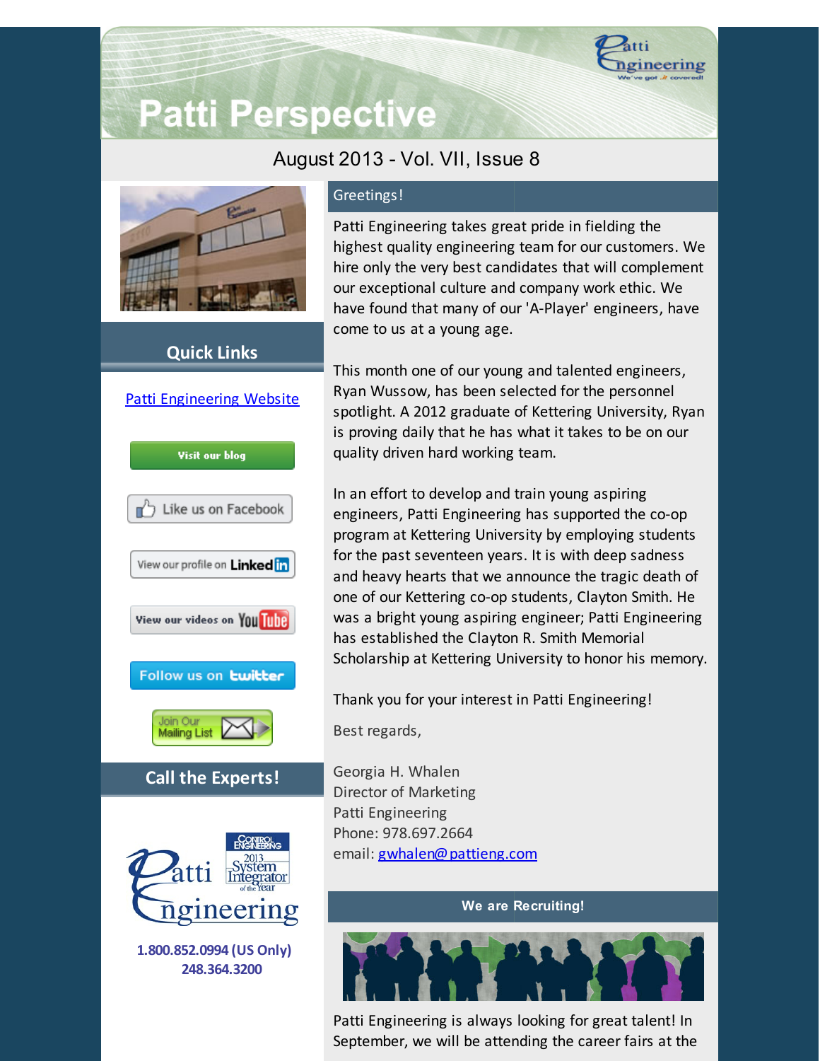# Patti Perspective

August 2013 - Vol. VII, Issue 8

## Quick Links

[Patti Engineering Website]

Visit our blog

Like us on Facebook

View our profile on LinkedIn

View our videos on YouTube

Follow us on twitter

Join Our Mailing List

## Call the Experts!

**1.800.852.0994 (US Only)**
**248.364.3200**

## Greetings!

Patti Engineering takes great pride in fielding the highest quality engineering team for our customers. We hire only the very best candidates that will complement our exceptional culture and company work ethic. We have found that many of our 'A-Player' engineers, have come to us at a young age.

This month one of our young and talented engineers, Ryan Wussow, has been selected for the personnel spotlight. A 2012 graduate of Kettering University, Ryan is proving daily that he has what it takes to be on our quality driven hard working team.

In an effort to develop and train young aspiring engineers, Patti Engineering has supported the co-op program at Kettering University by employing students for the past seventeen years. It is with deep sadness and heavy hearts that we announce the tragic death of one of our Kettering co-op students, Clayton Smith. He was a bright young aspiring engineer; Patti Engineering has established the Clayton R. Smith Memorial Scholarship at Kettering University to honor his memory.

Thank you for your interest in Patti Engineering!

Best regards,

Georgia H. Whalen
Director of Marketing
Patti Engineering
Phone: 978.697.2664
email: gwhalen@pattieng.com

## We are Recruiting!

Patti Engineering is always looking for great talent! In September, we will be attending the career fairs at the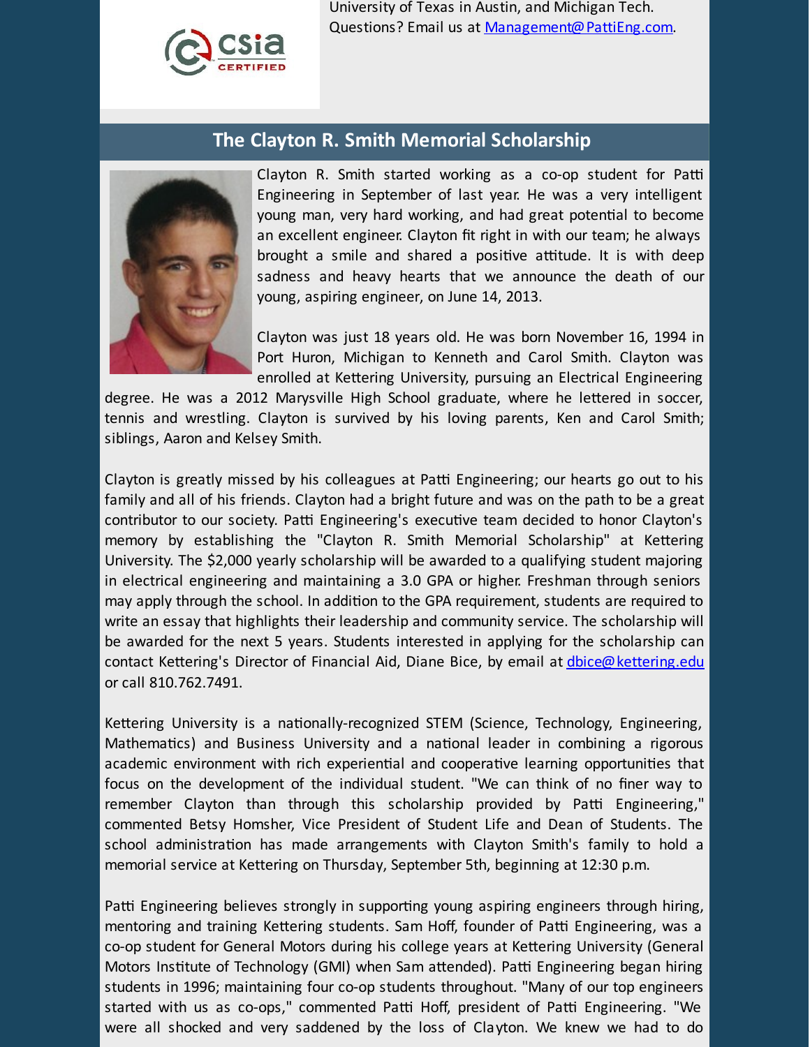University of Texas in Austin, and Michigan Tech. Questions? Email us at [Management@PattiEng.com](mailto:Management@PattiEng.com).

## The Clayton R. Smith Memorial Scholarship

Clayton R. Smith started working as a co-op student for Patti Engineering in September of last year. He was a very intelligent young man, very hard working, and had great potential to become an excellent engineer. Clayton fit right in with our team; he always brought a smile and shared a positive attitude. It is with deep sadness and heavy hearts that we announce the death of our young, aspiring engineer, on June 14, 2013.

Clayton was just 18 years old. He was born November 16, 1994 in Port Huron, Michigan to Kenneth and Carol Smith. Clayton was enrolled at Kettering University, pursuing an Electrical Engineering degree. He was a 2012 Marysville High School graduate, where he lettered in soccer, tennis and wrestling. Clayton is survived by his loving parents, Ken and Carol Smith; siblings, Aaron and Kelsey Smith.

Clayton is greatly missed by his colleagues at Patti Engineering; our hearts go out to his family and all of his friends. Clayton had a bright future and was on the path to be a great contributor to our society. Patti Engineering's executive team decided to honor Clayton's memory by establishing the "Clayton R. Smith Memorial Scholarship" at Kettering University. The $2,000 yearly scholarship will be awarded to a qualifying student majoring in electrical engineering and maintaining a 3.0 GPA or higher. Freshman through seniors may apply through the school. In addition to the GPA requirement, students are required to write an essay that highlights their leadership and community service. The scholarship will be awarded for the next 5 years. Students interested in applying for the scholarship can contact Kettering's Director of Financial Aid, Diane Bice, by email at [dbice@kettering.edu](mailto:dbice@kettering.edu) or call 810.762.7491.

Kettering University is a nationally-recognized STEM (Science, Technology, Engineering, Mathematics) and Business University and a national leader in combining a rigorous academic environment with rich experiential and cooperative learning opportunities that focus on the development of the individual student. "We can think of no finer way to remember Clayton than through this scholarship provided by Patti Engineering," commented Betsy Homsher, Vice President of Student Life and Dean of Students. The school administration has made arrangements with Clayton Smith's family to hold a memorial service at Kettering on Thursday, September 5th, beginning at 12:30 p.m.

Patti Engineering believes strongly in supporting young aspiring engineers through hiring, mentoring and training Kettering students. Sam Hoff, founder of Patti Engineering, was a co-op student for General Motors during his college years at Kettering University (General Motors Institute of Technology (GMI) when Sam attended). Patti Engineering began hiring students in 1996; maintaining four co-op students throughout. "Many of our top engineers started with us as co-ops," commented Patti Hoff, president of Patti Engineering. "We were all shocked and very saddened by the loss of Clayton. We knew we had to do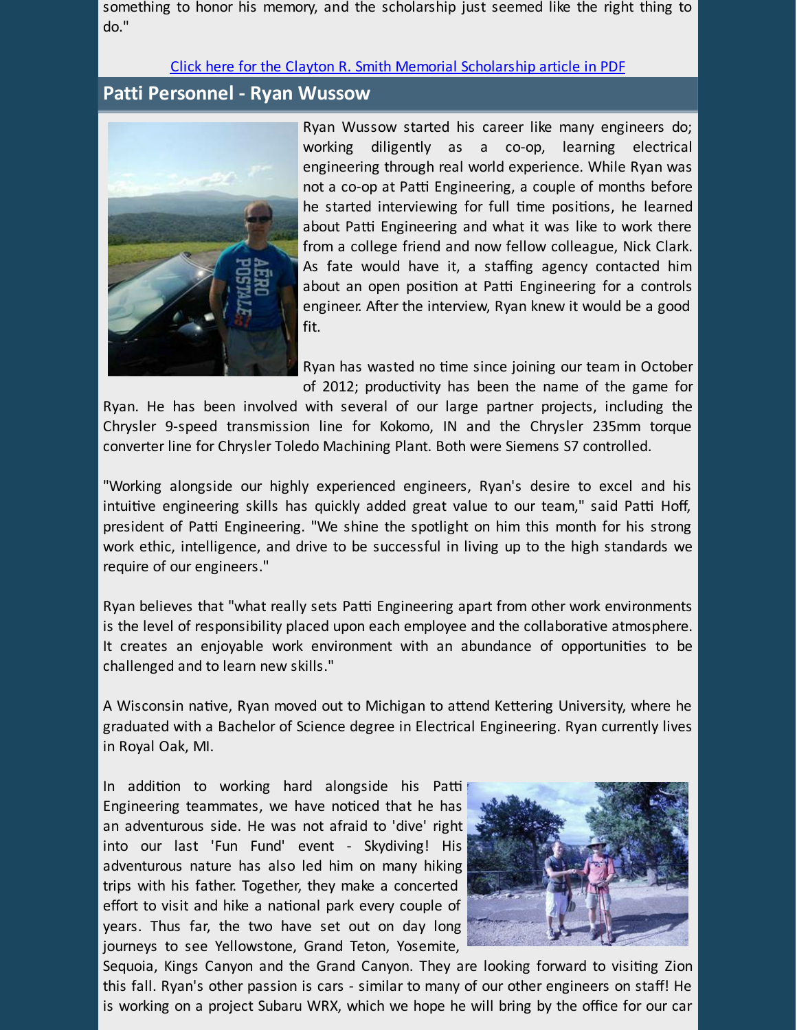something to honor his memory, and the scholarship just seemed like the right thing to do."

[Click here for the Clayton R. Smith Memorial Scholarship article in PDF]

## Patti Personnel - Ryan Wussow

Ryan Wussow started his career like many engineers do; working diligently as a co-op, learning electrical engineering through real world experience. While Ryan was not a co-op at Patti Engineering, a couple of months before he started interviewing for full time positions, he learned about Patti Engineering and what it was like to work there from a college friend and now fellow colleague, Nick Clark. As fate would have it, a staffing agency contacted him about an open position at Patti Engineering for a controls engineer. After the interview, Ryan knew it would be a good fit.

Ryan has wasted no time since joining our team in October of 2012; productivity has been the name of the game for Ryan. He has been involved with several of our large partner projects, including the Chrysler 9-speed transmission line for Kokomo, IN and the Chrysler 235mm torque converter line for Chrysler Toledo Machining Plant. Both were Siemens S7 controlled.

"Working alongside our highly experienced engineers, Ryan's desire to excel and his intuitive engineering skills has quickly added great value to our team," said Patti Hoff, president of Patti Engineering. "We shine the spotlight on him this month for his strong work ethic, intelligence, and drive to be successful in living up to the high standards we require of our engineers."

Ryan believes that "what really sets Patti Engineering apart from other work environments is the level of responsibility placed upon each employee and the collaborative atmosphere. It creates an enjoyable work environment with an abundance of opportunities to be challenged and to learn new skills."

A Wisconsin native, Ryan moved out to Michigan to attend Kettering University, where he graduated with a Bachelor of Science degree in Electrical Engineering. Ryan currently lives in Royal Oak, MI.

In addition to working hard alongside his Patti Engineering teammates, we have noticed that he has an adventurous side. He was not afraid to 'dive' right into our last 'Fun Fund' event - Skydiving! His adventurous nature has also led him on many hiking trips with his father. Together, they make a concerted effort to visit and hike a national park every couple of years. Thus far, the two have set out on day long journeys to see Yellowstone, Grand Teton, Yosemite, Sequoia, Kings Canyon and the Grand Canyon. They are looking forward to visiting Zion this fall. Ryan's other passion is cars - similar to many of our other engineers on staff! He is working on a project Subaru WRX, which we hope he will bring by the office for our car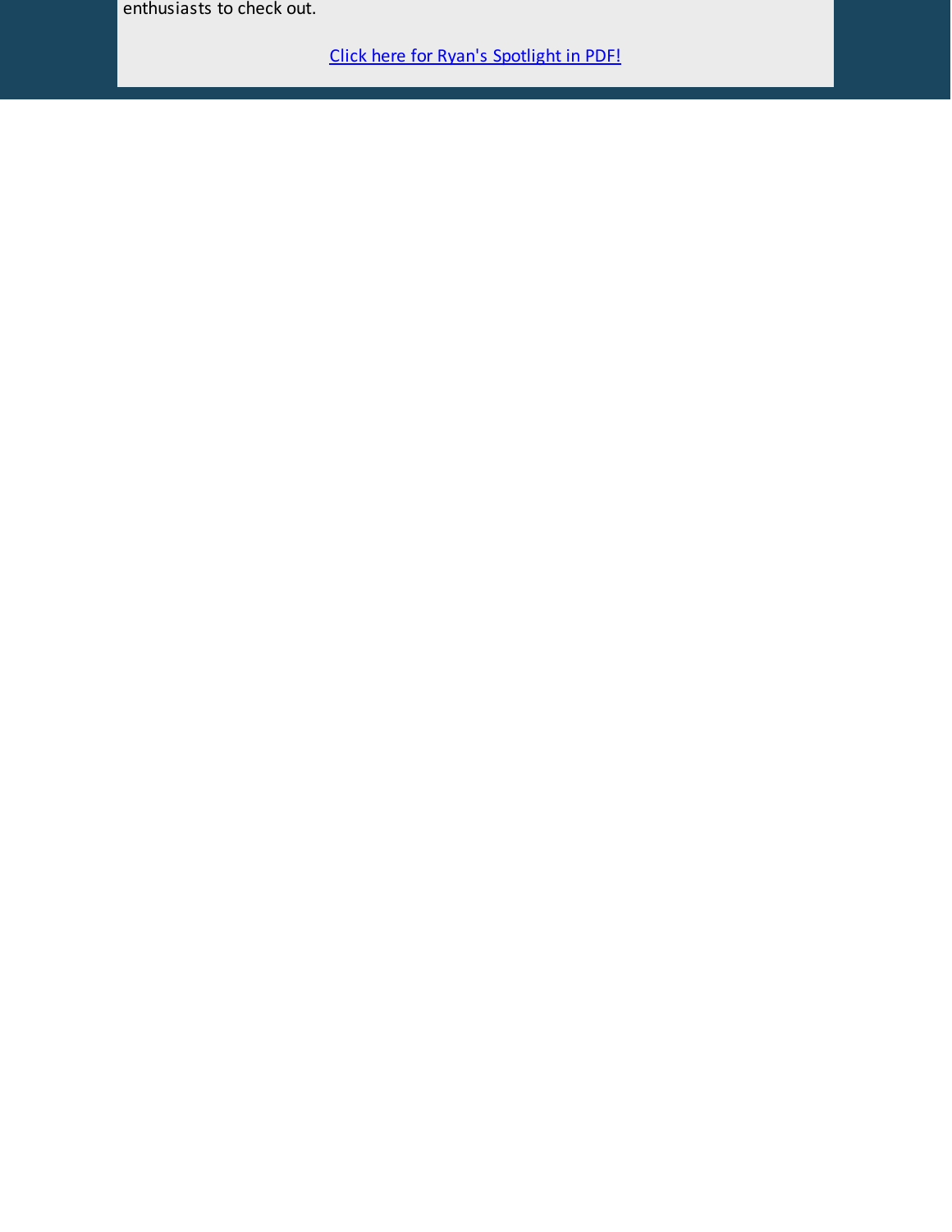enthusiasts to check out.

[Click here for Ryan's Spotlight in PDF!]